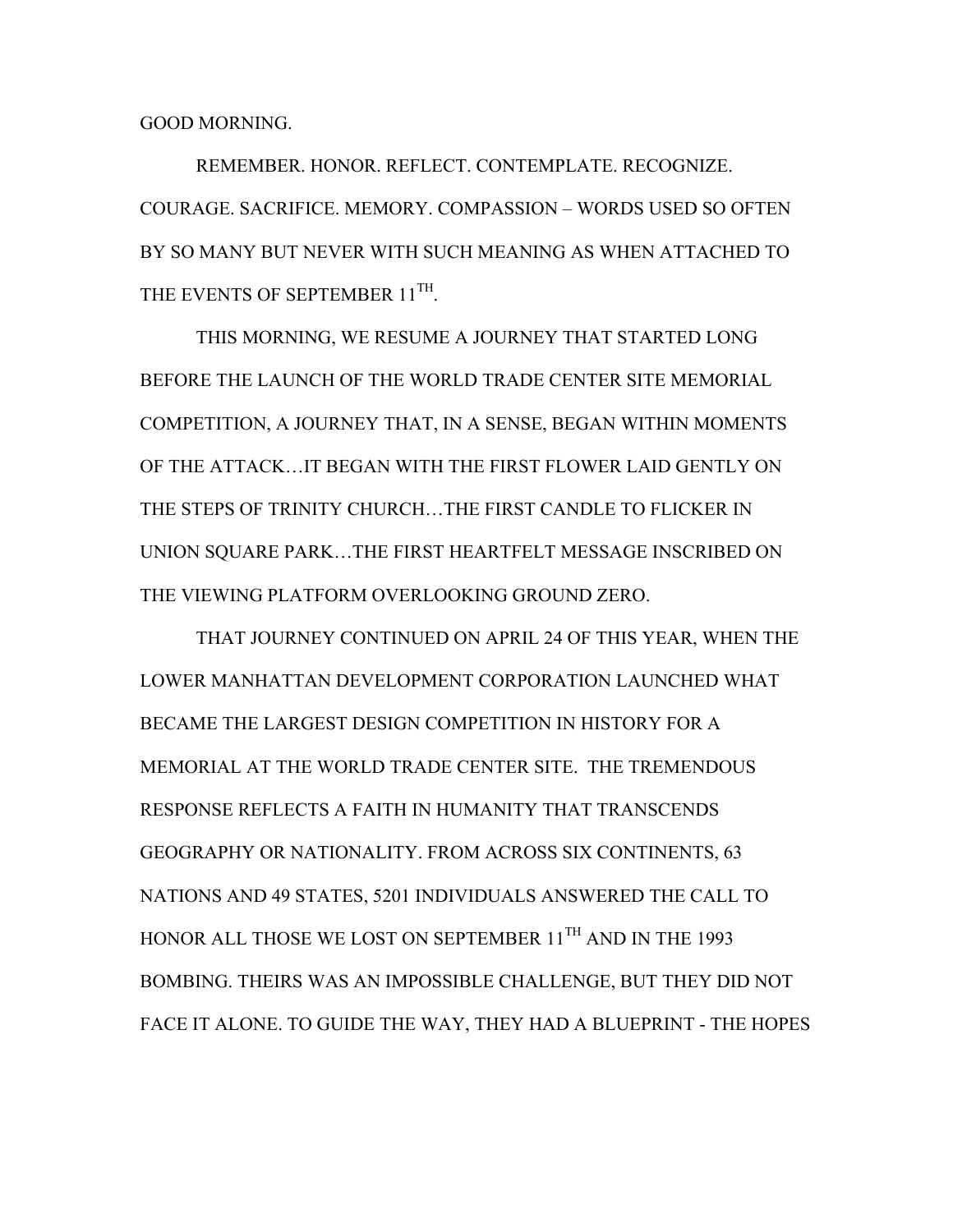GOOD MORNING.

REMEMBER. HONOR. REFLECT. CONTEMPLATE. RECOGNIZE. COURAGE. SACRIFICE. MEMORY. COMPASSION – WORDS USED SO OFTEN BY SO MANY BUT NEVER WITH SUCH MEANING AS WHEN ATTACHED TO THE EVENTS OF SEPTEMBER 11TH.

THIS MORNING, WE RESUME A JOURNEY THAT STARTED LONG BEFORE THE LAUNCH OF THE WORLD TRADE CENTER SITE MEMORIAL COMPETITION, A JOURNEY THAT, IN A SENSE, BEGAN WITHIN MOMENTS OF THE ATTACK…IT BEGAN WITH THE FIRST FLOWER LAID GENTLY ON THE STEPS OF TRINITY CHURCH…THE FIRST CANDLE TO FLICKER IN UNION SQUARE PARK…THE FIRST HEARTFELT MESSAGE INSCRIBED ON THE VIEWING PLATFORM OVERLOOKING GROUND ZERO.

THAT JOURNEY CONTINUED ON APRIL 24 OF THIS YEAR, WHEN THE LOWER MANHATTAN DEVELOPMENT CORPORATION LAUNCHED WHAT BECAME THE LARGEST DESIGN COMPETITION IN HISTORY FOR A MEMORIAL AT THE WORLD TRADE CENTER SITE. THE TREMENDOUS RESPONSE REFLECTS A FAITH IN HUMANITY THAT TRANSCENDS GEOGRAPHY OR NATIONALITY. FROM ACROSS SIX CONTINENTS, 63 NATIONS AND 49 STATES, 5201 INDIVIDUALS ANSWERED THE CALL TO HONOR ALL THOSE WE LOST ON SEPTEMBER 11TH AND IN THE 1993 BOMBING. THEIRS WAS AN IMPOSSIBLE CHALLENGE, BUT THEY DID NOT FACE IT ALONE. TO GUIDE THE WAY, THEY HAD A BLUEPRINT - THE HOPES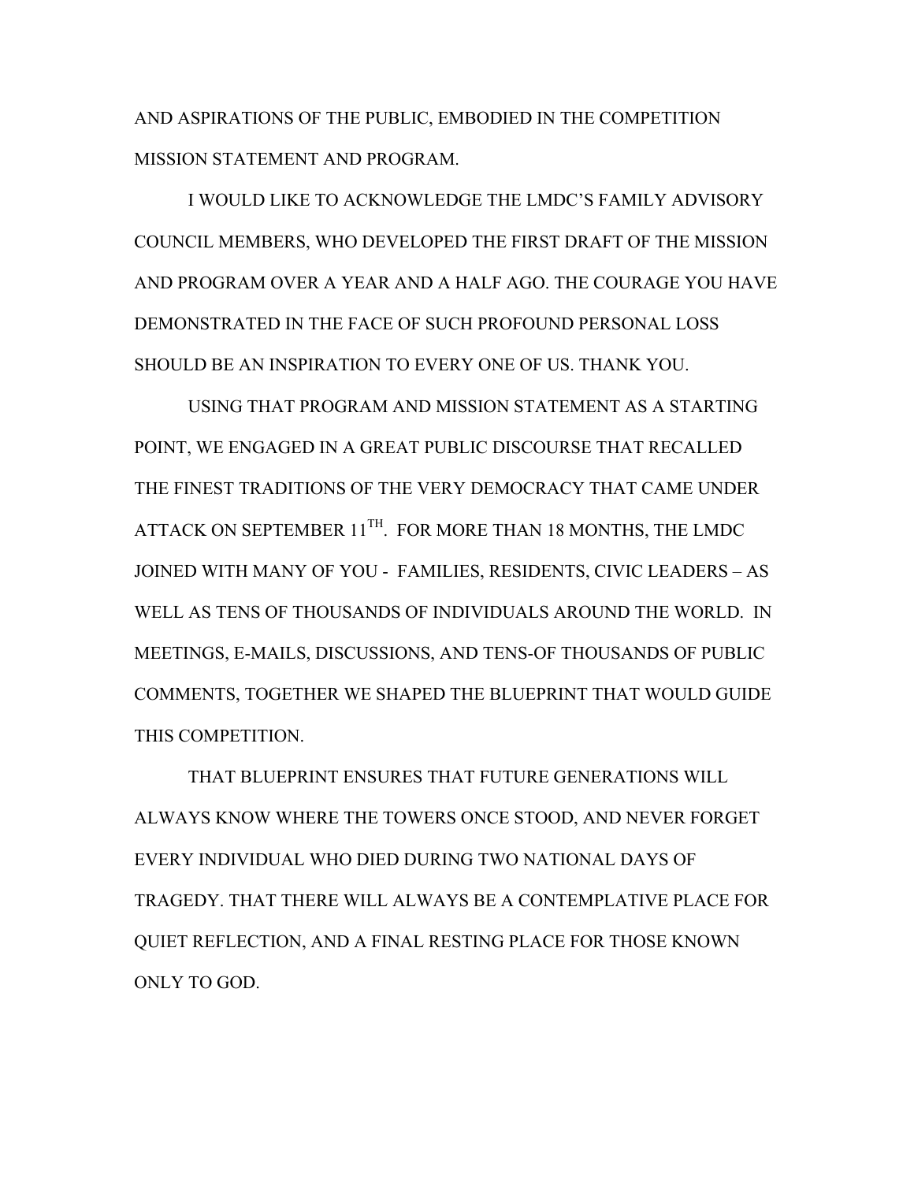AND ASPIRATIONS OF THE PUBLIC, EMBODIED IN THE COMPETITION MISSION STATEMENT AND PROGRAM.

I WOULD LIKE TO ACKNOWLEDGE THE LMDC'S FAMILY ADVISORY COUNCIL MEMBERS, WHO DEVELOPED THE FIRST DRAFT OF THE MISSION AND PROGRAM OVER A YEAR AND A HALF AGO. THE COURAGE YOU HAVE DEMONSTRATED IN THE FACE OF SUCH PROFOUND PERSONAL LOSS SHOULD BE AN INSPIRATION TO EVERY ONE OF US. THANK YOU.

USING THAT PROGRAM AND MISSION STATEMENT AS A STARTING POINT, WE ENGAGED IN A GREAT PUBLIC DISCOURSE THAT RECALLED THE FINEST TRADITIONS OF THE VERY DEMOCRACY THAT CAME UNDER ATTACK ON SEPTEMBER 11TH. FOR MORE THAN 18 MONTHS, THE LMDC JOINED WITH MANY OF YOU - FAMILIES, RESIDENTS, CIVIC LEADERS – AS WELL AS TENS OF THOUSANDS OF INDIVIDUALS AROUND THE WORLD. IN MEETINGS, E-MAILS, DISCUSSIONS, AND TENS-OF THOUSANDS OF PUBLIC COMMENTS, TOGETHER WE SHAPED THE BLUEPRINT THAT WOULD GUIDE THIS COMPETITION.

THAT BLUEPRINT ENSURES THAT FUTURE GENERATIONS WILL ALWAYS KNOW WHERE THE TOWERS ONCE STOOD, AND NEVER FORGET EVERY INDIVIDUAL WHO DIED DURING TWO NATIONAL DAYS OF TRAGEDY. THAT THERE WILL ALWAYS BE A CONTEMPLATIVE PLACE FOR QUIET REFLECTION, AND A FINAL RESTING PLACE FOR THOSE KNOWN ONLY TO GOD.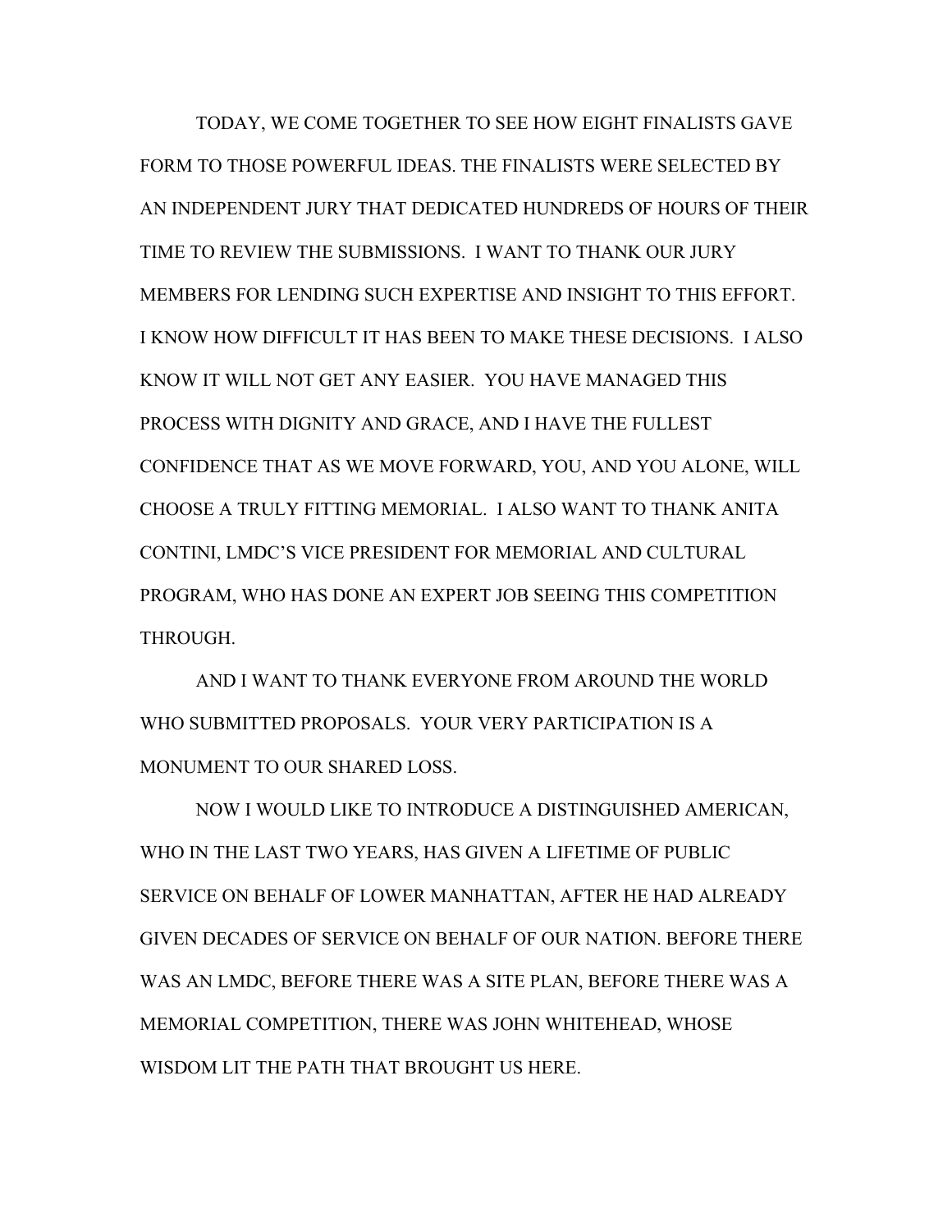TODAY, WE COME TOGETHER TO SEE HOW EIGHT FINALISTS GAVE FORM TO THOSE POWERFUL IDEAS. THE FINALISTS WERE SELECTED BY AN INDEPENDENT JURY THAT DEDICATED HUNDREDS OF HOURS OF THEIR TIME TO REVIEW THE SUBMISSIONS. I WANT TO THANK OUR JURY MEMBERS FOR LENDING SUCH EXPERTISE AND INSIGHT TO THIS EFFORT. I KNOW HOW DIFFICULT IT HAS BEEN TO MAKE THESE DECISIONS. I ALSO KNOW IT WILL NOT GET ANY EASIER. YOU HAVE MANAGED THIS PROCESS WITH DIGNITY AND GRACE, AND I HAVE THE FULLEST CONFIDENCE THAT AS WE MOVE FORWARD, YOU, AND YOU ALONE, WILL CHOOSE A TRULY FITTING MEMORIAL. I ALSO WANT TO THANK ANITA CONTINI, LMDC'S VICE PRESIDENT FOR MEMORIAL AND CULTURAL PROGRAM, WHO HAS DONE AN EXPERT JOB SEEING THIS COMPETITION THROUGH.

AND I WANT TO THANK EVERYONE FROM AROUND THE WORLD WHO SUBMITTED PROPOSALS. YOUR VERY PARTICIPATION IS A MONUMENT TO OUR SHARED LOSS.

NOW I WOULD LIKE TO INTRODUCE A DISTINGUISHED AMERICAN, WHO IN THE LAST TWO YEARS, HAS GIVEN A LIFETIME OF PUBLIC SERVICE ON BEHALF OF LOWER MANHATTAN, AFTER HE HAD ALREADY GIVEN DECADES OF SERVICE ON BEHALF OF OUR NATION. BEFORE THERE WAS AN LMDC, BEFORE THERE WAS A SITE PLAN, BEFORE THERE WAS A MEMORIAL COMPETITION, THERE WAS JOHN WHITEHEAD, WHOSE WISDOM LIT THE PATH THAT BROUGHT US HERE.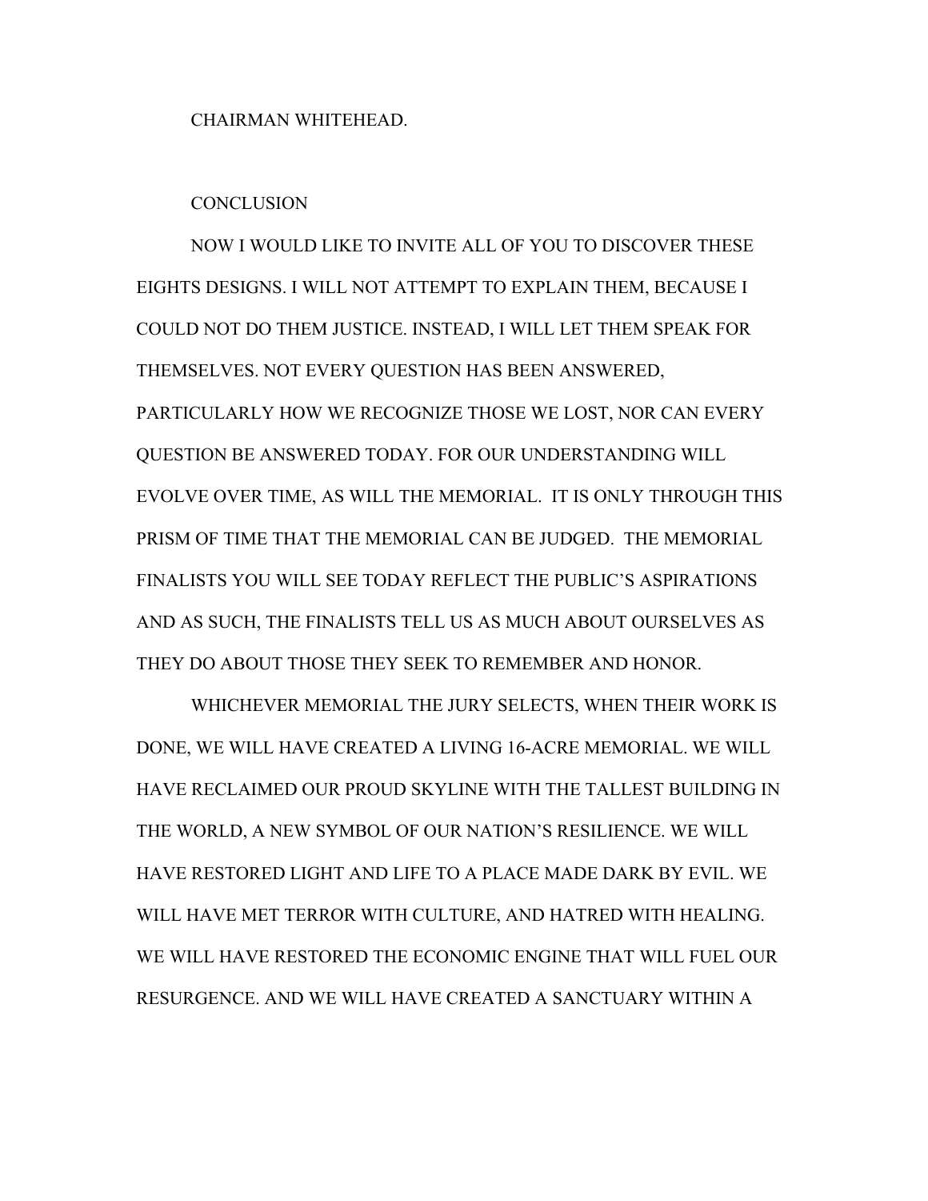CHAIRMAN WHITEHEAD.

## CONCLUSION

NOW I WOULD LIKE TO INVITE ALL OF YOU TO DISCOVER THESE EIGHTS DESIGNS. I WILL NOT ATTEMPT TO EXPLAIN THEM, BECAUSE I COULD NOT DO THEM JUSTICE. INSTEAD, I WILL LET THEM SPEAK FOR THEMSELVES. NOT EVERY QUESTION HAS BEEN ANSWERED, PARTICULARLY HOW WE RECOGNIZE THOSE WE LOST, NOR CAN EVERY QUESTION BE ANSWERED TODAY. FOR OUR UNDERSTANDING WILL EVOLVE OVER TIME, AS WILL THE MEMORIAL. IT IS ONLY THROUGH THIS PRISM OF TIME THAT THE MEMORIAL CAN BE JUDGED. THE MEMORIAL FINALISTS YOU WILL SEE TODAY REFLECT THE PUBLIC'S ASPIRATIONS AND AS SUCH, THE FINALISTS TELL US AS MUCH ABOUT OURSELVES AS THEY DO ABOUT THOSE THEY SEEK TO REMEMBER AND HONOR.

WHICHEVER MEMORIAL THE JURY SELECTS, WHEN THEIR WORK IS DONE, WE WILL HAVE CREATED A LIVING 16-ACRE MEMORIAL. WE WILL HAVE RECLAIMED OUR PROUD SKYLINE WITH THE TALLEST BUILDING IN THE WORLD, A NEW SYMBOL OF OUR NATION'S RESILIENCE. WE WILL HAVE RESTORED LIGHT AND LIFE TO A PLACE MADE DARK BY EVIL. WE WILL HAVE MET TERROR WITH CULTURE, AND HATRED WITH HEALING. WE WILL HAVE RESTORED THE ECONOMIC ENGINE THAT WILL FUEL OUR RESURGENCE. AND WE WILL HAVE CREATED A SANCTUARY WITHIN A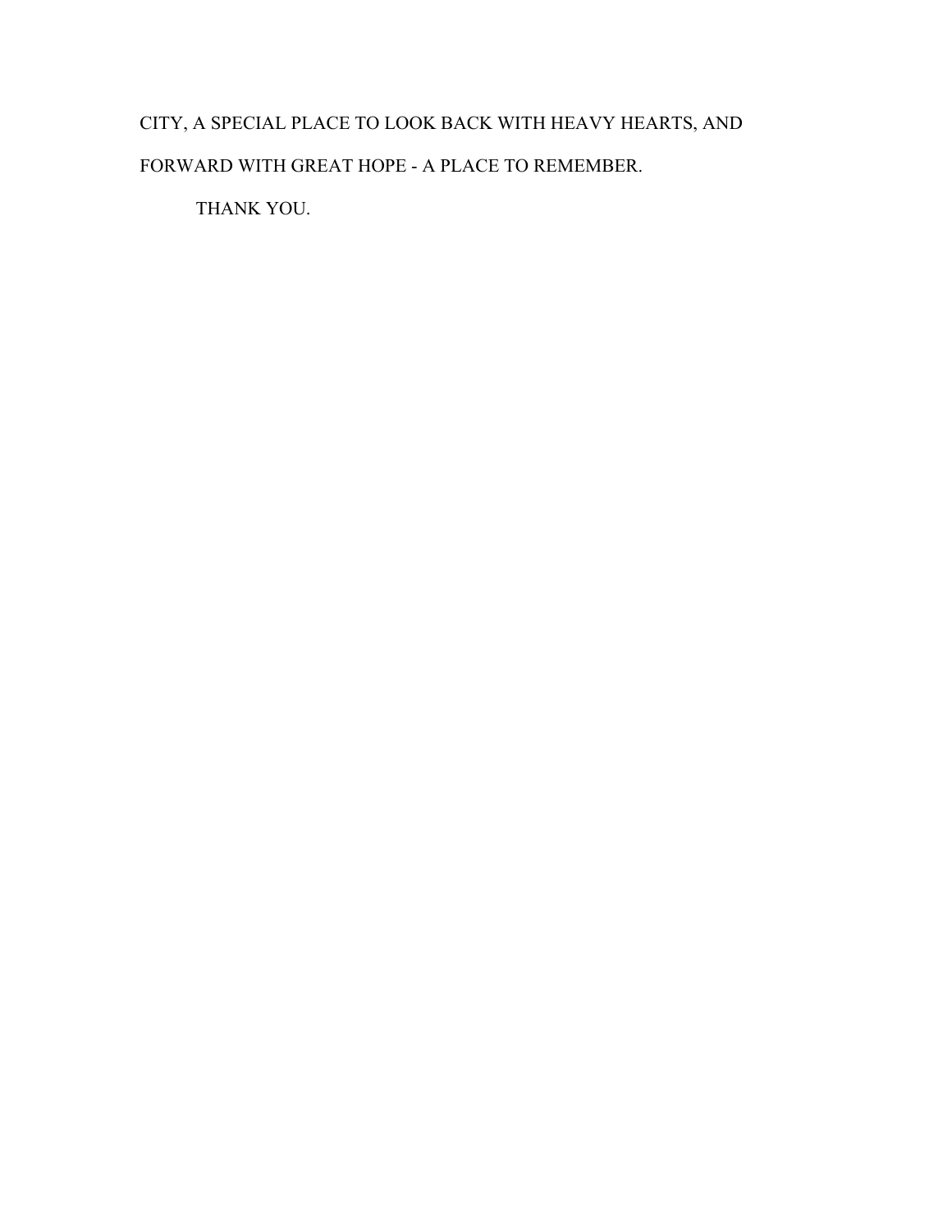CITY, A SPECIAL PLACE TO LOOK BACK WITH HEAVY HEARTS, AND FORWARD WITH GREAT HOPE - A PLACE TO REMEMBER.

THANK YOU.